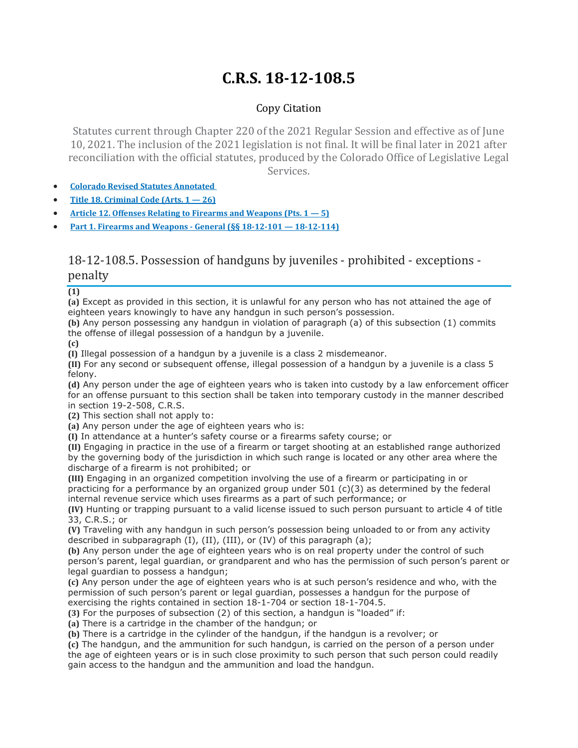# C.R.S. 18-12-108.5

Copy Citation

Statutes current through Chapter 220 of the 2021 Regular Session and effective as of June 10, 2021. The inclusion of the 2021 legislation is not final. It will be final later in 2021 after reconciliation with the official statutes, produced by the Colorado Office of Legislative Legal Services.

- **Colorado Revised Statutes Annotated**
- **Title 18. Criminal Code (Arts. 1 — 26)**
- **Article 12. Offenses Relating to Firearms and Weapons (Pts. 1 — 5)**
- **Part 1. Firearms and Weapons - General (§§ 18-12-101 — 18-12-114)**

## 18-12-108.5. Possession of handguns by juveniles - prohibited - exceptions - penalty

**(1)**

**(a)** Except as provided in this section, it is unlawful for any person who has not attained the age of eighteen years knowingly to have any handgun in such person's possession.

**(b)** Any person possessing any handgun in violation of paragraph (a) of this subsection (1) commits the offense of illegal possession of a handgun by a juvenile.

**(c)**

**(I)** Illegal possession of a handgun by a juvenile is a class 2 misdemeanor.

**(II)** For any second or subsequent offense, illegal possession of a handgun by a juvenile is a class 5 felony.

**(d)** Any person under the age of eighteen years who is taken into custody by a law enforcement officer for an offense pursuant to this section shall be taken into temporary custody in the manner described in section 19-2-508, C.R.S.

**(2)** This section shall not apply to:

**(a)** Any person under the age of eighteen years who is:

**(I)** In attendance at a hunter's safety course or a firearms safety course; or

**(II)** Engaging in practice in the use of a firearm or target shooting at an established range authorized by the governing body of the jurisdiction in which such range is located or any other area where the discharge of a firearm is not prohibited; or

**(III)** Engaging in an organized competition involving the use of a firearm or participating in or practicing for a performance by an organized group under 501 (c)(3) as determined by the federal internal revenue service which uses firearms as a part of such performance; or

**(IV)** Hunting or trapping pursuant to a valid license issued to such person pursuant to article 4 of title 33, C.R.S.; or

**(V)** Traveling with any handgun in such person's possession being unloaded to or from any activity described in subparagraph (I), (II), (III), or (IV) of this paragraph (a);

**(b)** Any person under the age of eighteen years who is on real property under the control of such person's parent, legal guardian, or grandparent and who has the permission of such person's parent or legal guardian to possess a handgun;

**(c)** Any person under the age of eighteen years who is at such person's residence and who, with the permission of such person's parent or legal guardian, possesses a handgun for the purpose of exercising the rights contained in section 18-1-704 or section 18-1-704.5.

**(3)** For the purposes of subsection (2) of this section, a handgun is "loaded" if:

**(a)** There is a cartridge in the chamber of the handgun; or

**(b)** There is a cartridge in the cylinder of the handgun, if the handgun is a revolver; or

**(c)** The handgun, and the ammunition for such handgun, is carried on the person of a person under the age of eighteen years or is in such close proximity to such person that such person could readily gain access to the handgun and the ammunition and load the handgun.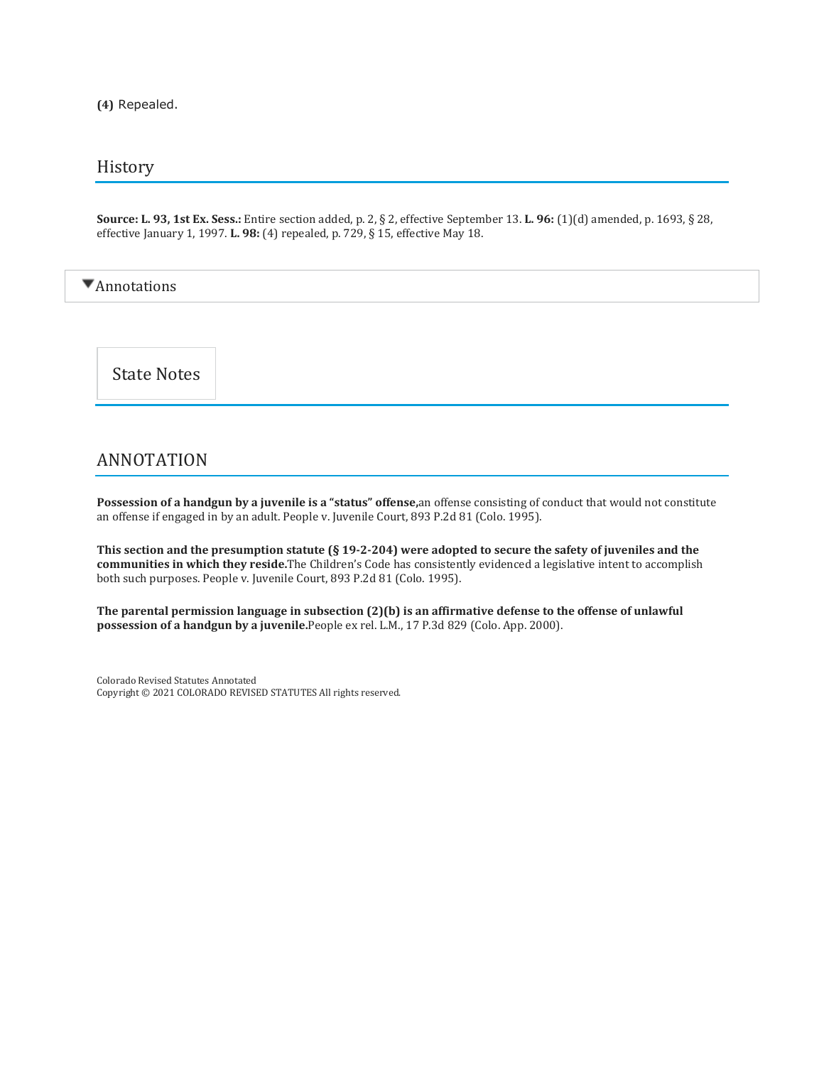**(4)** Repealed.

## History

**Source: L. 93, 1st Ex. Sess.:** Entire section added, p. 2, § 2, effective September 13. **L. 96:** (1)(d) amended, p. 1693, § 28, effective January 1, 1997. **L. 98:** (4) repealed, p. 729, § 15, effective May 18.

Annotations

State Notes

## ANNOTATION

**Possession of a handgun by a juvenile is a "status" offense,** an offense consisting of conduct that would not constitute an offense if engaged in by an adult. People v. Juvenile Court, 893 P.2d 81 (Colo. 1995).

**This section and the presumption statute (§ 19-2-204) were adopted to secure the safety of juveniles and the communities in which they reside.** The Children's Code has consistently evidenced a legislative intent to accomplish both such purposes. People v. Juvenile Court, 893 P.2d 81 (Colo. 1995).

**The parental permission language in subsection (2)(b) is an affirmative defense to the offense of unlawful possession of a handgun by a juvenile.** People ex rel. L.M., 17 P.3d 829 (Colo. App. 2000).

Colorado Revised Statutes Annotated
Copyright © 2021 COLORADO REVISED STATUTES All rights reserved.